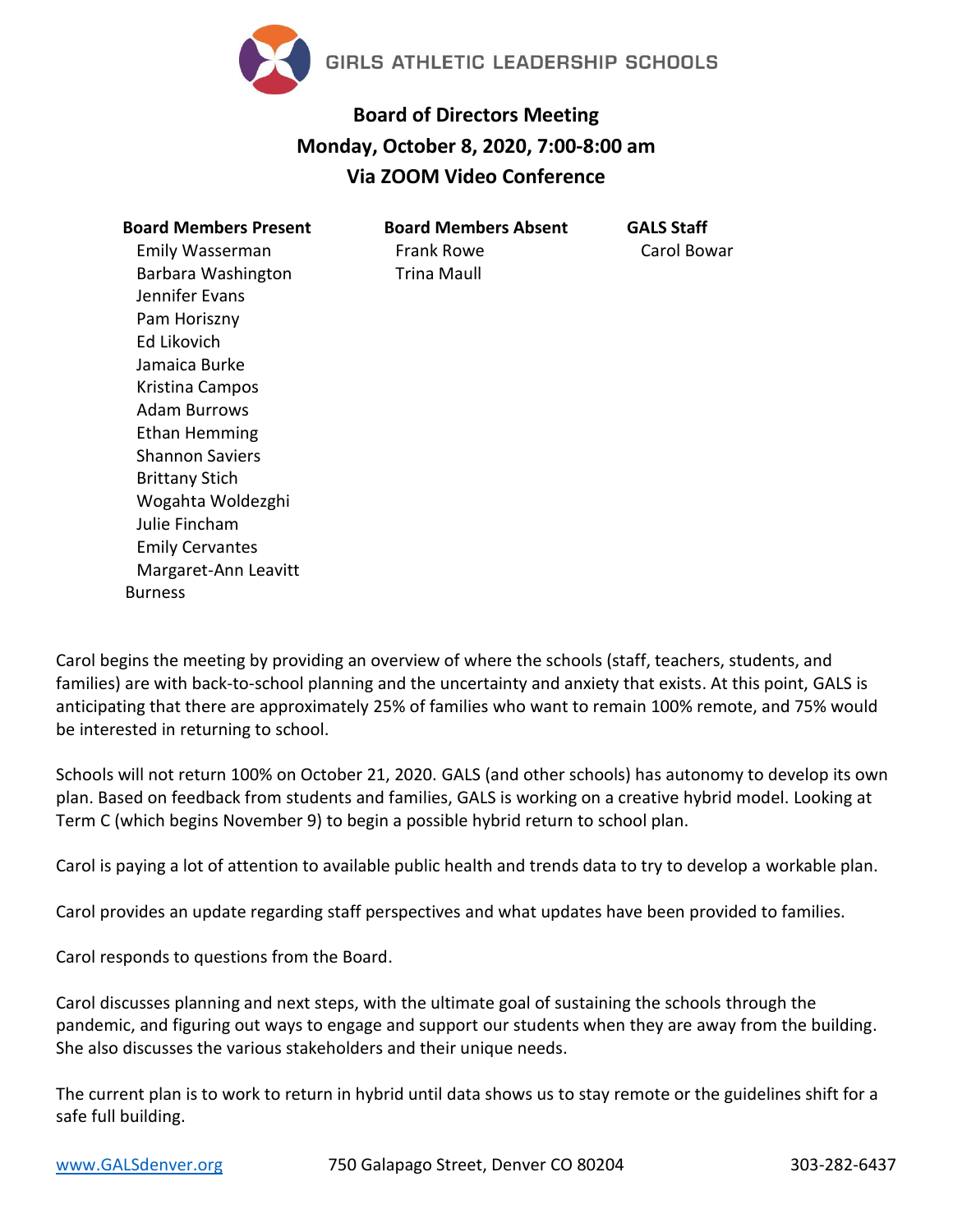GIRLS ATHLETIC LEADERSHIP SCHOOLS

# Board of Directors Meeting

## Monday, October 8, 2020, 7:00-8:00 am

## Via ZOOM Video Conference

| Board Members Present | Board Members Absent | GALS Staff |
|---|---|---|
| Emily Wasserman | Frank Rowe | Carol Bowar |
| Barbara Washington | Trina Maull | |
| Jennifer Evans | | |
| Pam Horiszny | | |
| Ed Likovich | | |
| Jamaica Burke | | |
| Kristina Campos | | |
| Adam Burrows | | |
| Ethan Hemming | | |
| Shannon Saviers | | |
| Brittany Stich | | |
| Wogahta Woldezghi | | |
| Julie Fincham | | |
| Emily Cervantes | | |
| Margaret-Ann Leavitt Burness | | |

Carol begins the meeting by providing an overview of where the schools (staff, teachers, students, and families) are with back-to-school planning and the uncertainty and anxiety that exists. At this point, GALS is anticipating that there are approximately 25% of families who want to remain 100% remote, and 75% would be interested in returning to school.

Schools will not return 100% on October 21, 2020. GALS (and other schools) has autonomy to develop its own plan. Based on feedback from students and families, GALS is working on a creative hybrid model. Looking at Term C (which begins November 9) to begin a possible hybrid return to school plan.

Carol is paying a lot of attention to available public health and trends data to try to develop a workable plan.

Carol provides an update regarding staff perspectives and what updates have been provided to families.

Carol responds to questions from the Board.

Carol discusses planning and next steps, with the ultimate goal of sustaining the schools through the pandemic, and figuring out ways to engage and support our students when they are away from the building. She also discusses the various stakeholders and their unique needs.

The current plan is to work to return in hybrid until data shows us to stay remote or the guidelines shift for a safe full building.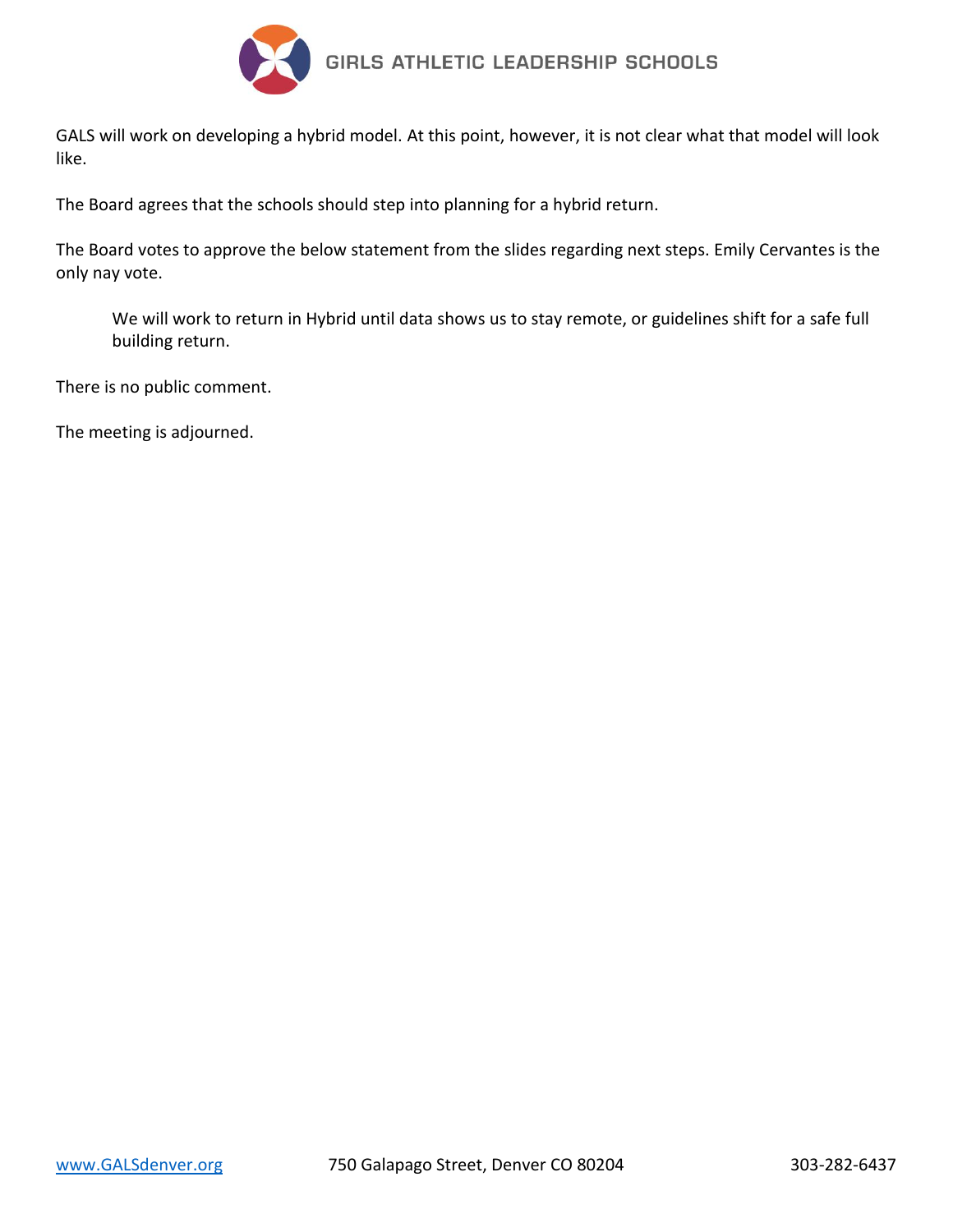GALS will work on developing a hybrid model. At this point, however, it is not clear what that model will look like.

The Board agrees that the schools should step into planning for a hybrid return.

The Board votes to approve the below statement from the slides regarding next steps. Emily Cervantes is the only nay vote.

> We will work to return in Hybrid until data shows us to stay remote, or guidelines shift for a safe full building return.

There is no public comment.

The meeting is adjourned.